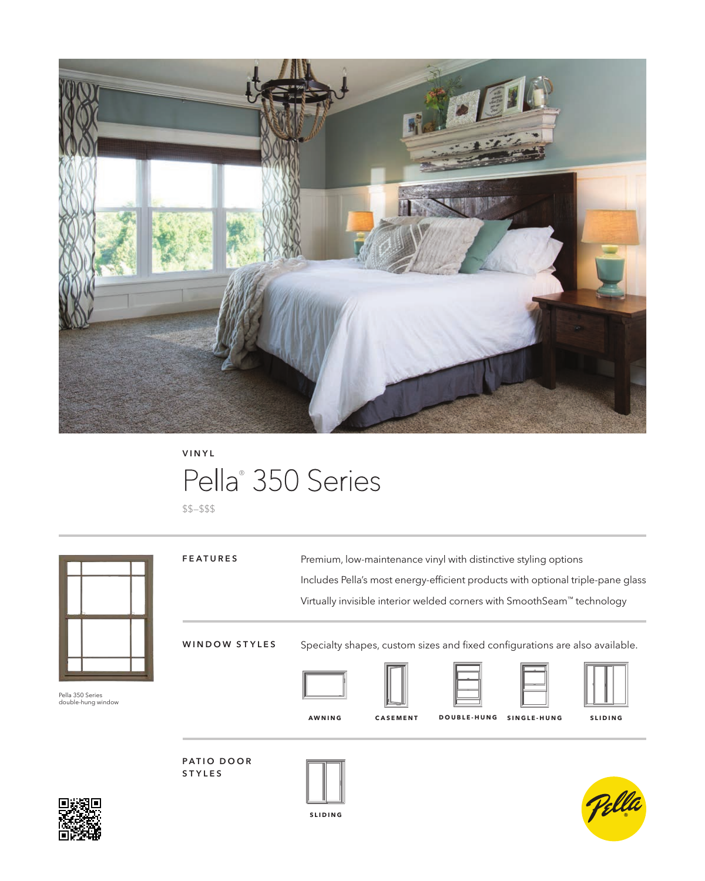VINYL

# Pella® 350 Series

$$–$$$

Pella 350 Series double-hung window

## FEATURES

- Premium, low-maintenance vinyl with distinctive styling options
- Includes Pella's most energy-efficient products with optional triple-pane glass
- Virtually invisible interior welded corners with SmoothSeam™ technology

## WINDOW STYLES

Specialty shapes, custom sizes and fixed configurations are also available.

AWNING | CASEMENT | DOUBLE-HUNG | SINGLE-HUNG | SLIDING

## PATIO DOOR STYLES

SLIDING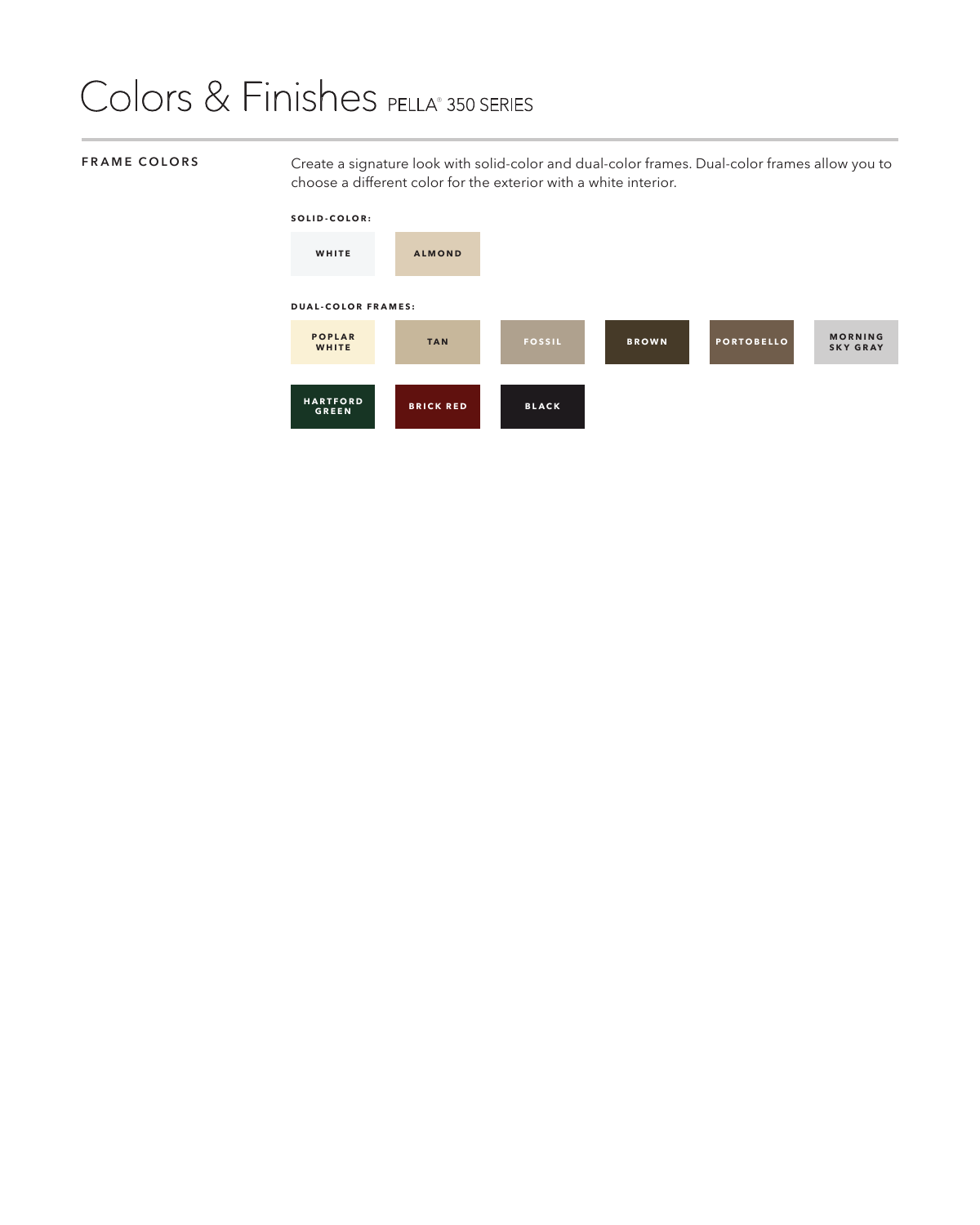# Colors & Finishes PELLA® 350 SERIES

## FRAME COLORS

Create a signature look with solid-color and dual-color frames. Dual-color frames allow you to choose a different color for the exterior with a white interior.

**SOLID-COLOR:**

- WHITE
- ALMOND

**DUAL-COLOR FRAMES:**

- POPLAR WHITE
- TAN
- FOSSIL
- BROWN
- PORTOBELLO
- MORNING SKY GRAY
- HARTFORD GREEN
- BRICK RED
- BLACK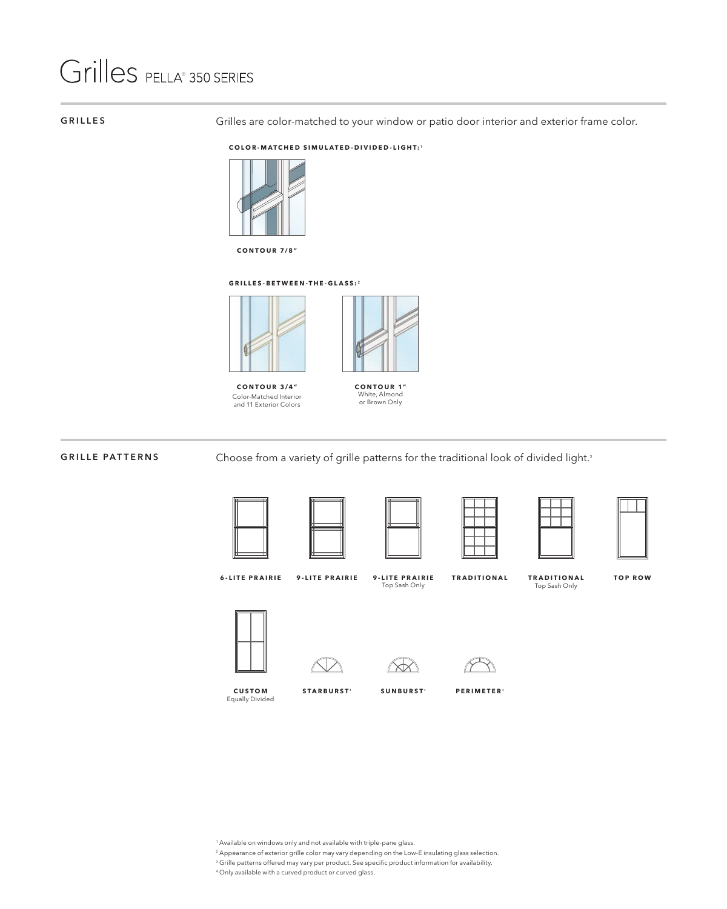# Grilles PELLA® 350 SERIES

## GRILLES

Grilles are color-matched to your window or patio door interior and exterior frame color.

**COLOR-MATCHED SIMULATED-DIVIDED-LIGHT:**[1]

**CONTOUR 7/8"**

**GRILLES-BETWEEN-THE-GLASS:**[2]

**CONTOUR 3/4"**
Color-Matched Interior and 11 Exterior Colors

**CONTOUR 1"**
White, Almond or Brown Only

## GRILLE PATTERNS

Choose from a variety of grille patterns for the traditional look of divided light.[3]

**6-LITE PRAIRIE**

**9-LITE PRAIRIE**

**9-LITE PRAIRIE**
Top Sash Only

**TRADITIONAL**

**TRADITIONAL**
Top Sash Only

**TOP ROW**

**CUSTOM**
Equally Divided

**STARBURST**[4]

**SUNBURST**[4]

**PERIMETER**[4]

[1] Available on windows only and not available with triple-pane glass.
[2] Appearance of exterior grille color may vary depending on the Low-E insulating glass selection.
[3] Grille patterns offered may vary per product. See specific product information for availability.
[4] Only available with a curved product or curved glass.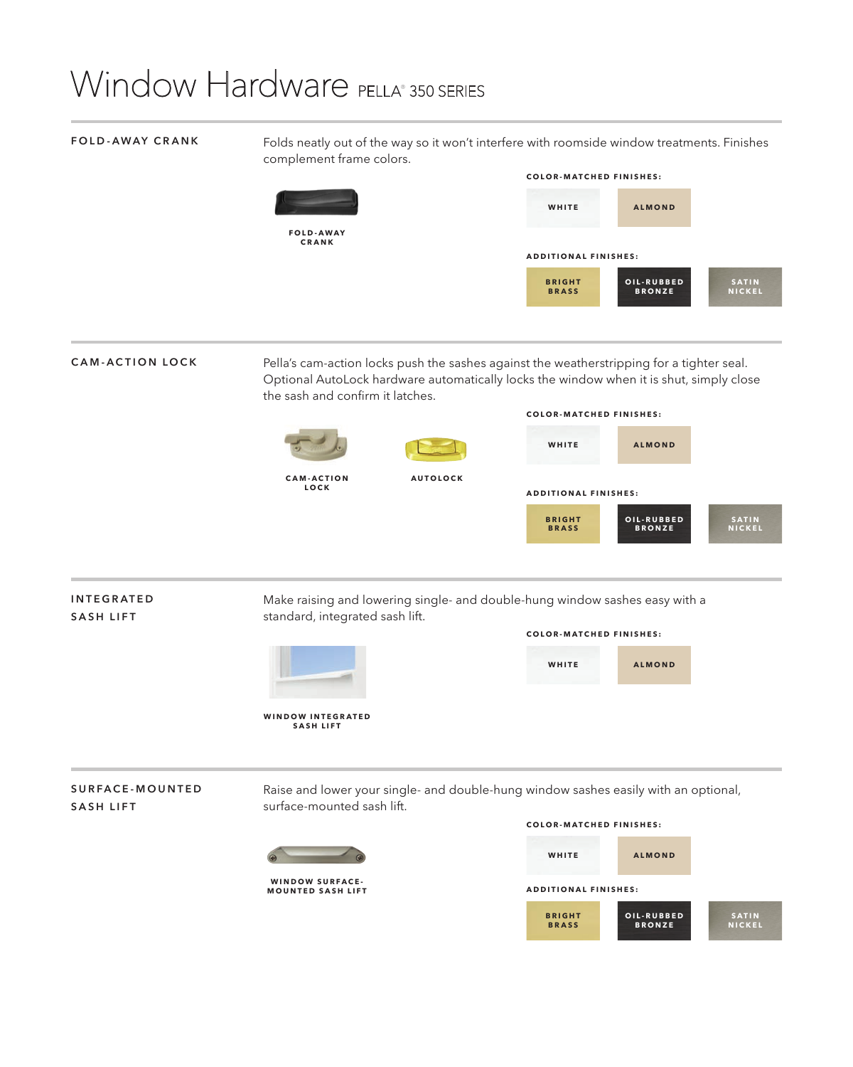# Window Hardware PELLA® 350 SERIES

## FOLD-AWAY CRANK

Folds neatly out of the way so it won't interfere with roomside window treatments. Finishes complement frame colors.

FOLD-AWAY CRANK

**COLOR-MATCHED FINISHES:**

- WHITE
- ALMOND

**ADDITIONAL FINISHES:**

- BRIGHT BRASS
- OIL-RUBBED BRONZE
- SATIN NICKEL

## CAM-ACTION LOCK

Pella's cam-action locks push the sashes against the weatherstripping for a tighter seal. Optional AutoLock hardware automatically locks the window when it is shut, simply close the sash and confirm it latches.

CAM-ACTION LOCK

AUTOLOCK

**COLOR-MATCHED FINISHES:**

- WHITE
- ALMOND

**ADDITIONAL FINISHES:**

- BRIGHT BRASS
- OIL-RUBBED BRONZE
- SATIN NICKEL

## INTEGRATED SASH LIFT

Make raising and lowering single- and double-hung window sashes easy with a standard, integrated sash lift.

WINDOW INTEGRATED SASH LIFT

**COLOR-MATCHED FINISHES:**

- WHITE
- ALMOND

## SURFACE-MOUNTED SASH LIFT

Raise and lower your single- and double-hung window sashes easily with an optional, surface-mounted sash lift.

WINDOW SURFACE-MOUNTED SASH LIFT

**COLOR-MATCHED FINISHES:**

- WHITE
- ALMOND

**ADDITIONAL FINISHES:**

- BRIGHT BRASS
- OIL-RUBBED BRONZE
- SATIN NICKEL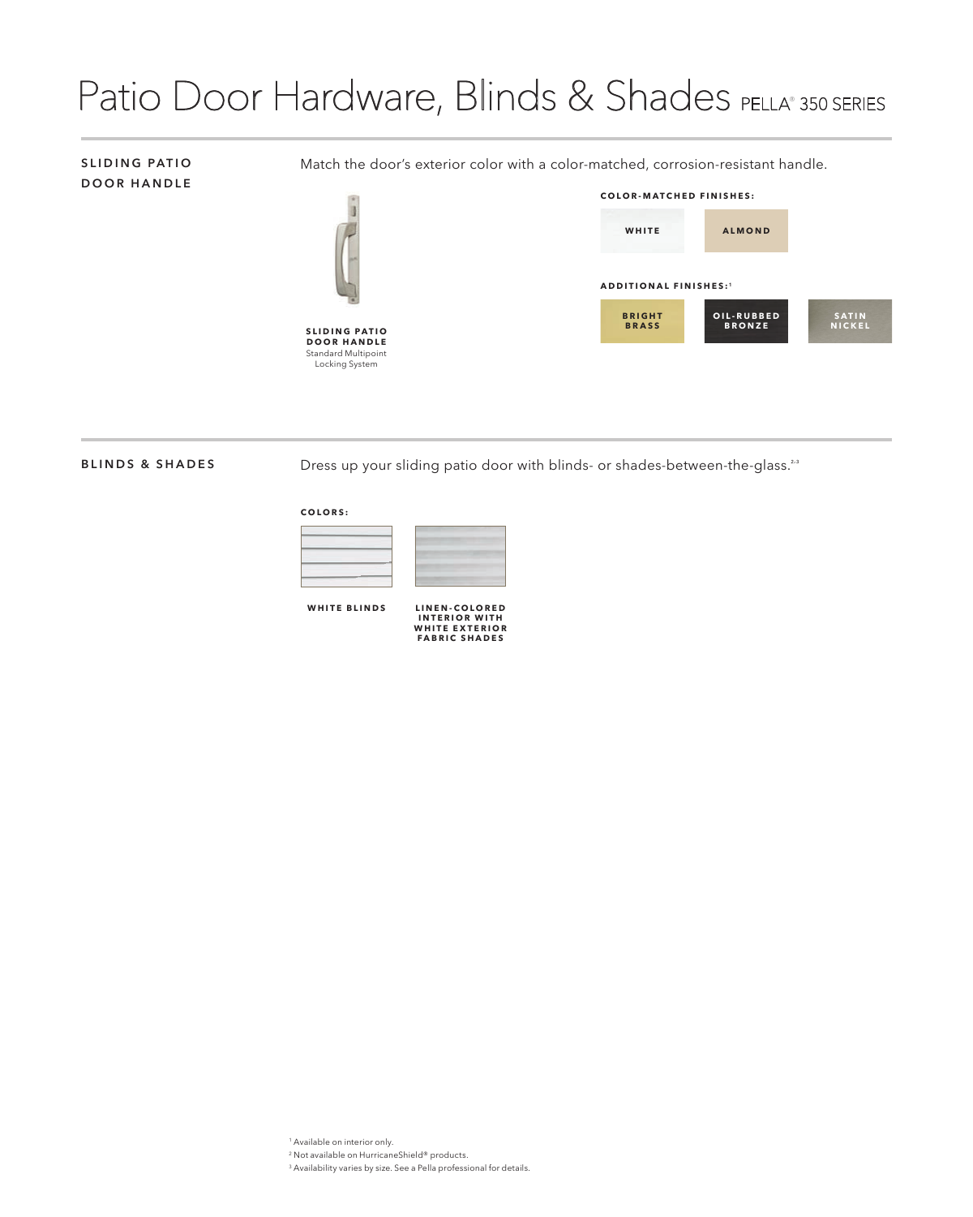# Patio Door Hardware, Blinds & Shades PELLA® 350 SERIES

## SLIDING PATIO DOOR HANDLE

Match the door's exterior color with a color-matched, corrosion-resistant handle.

**SLIDING PATIO DOOR HANDLE**
Standard Multipoint Locking System

**COLOR-MATCHED FINISHES:**

- WHITE
- ALMOND

**ADDITIONAL FINISHES:**[1]

- BRIGHT BRASS
- OIL-RUBBED BRONZE
- SATIN NICKEL

## BLINDS & SHADES

Dress up your sliding patio door with blinds- or shades-between-the-glass.[2,3]

**COLORS:**

- WHITE BLINDS
- LINEN-COLORED INTERIOR WITH WHITE EXTERIOR FABRIC SHADES

[1] Available on interior only.
[2] Not available on HurricaneShield® products.
[3] Availability varies by size. See a Pella professional for details.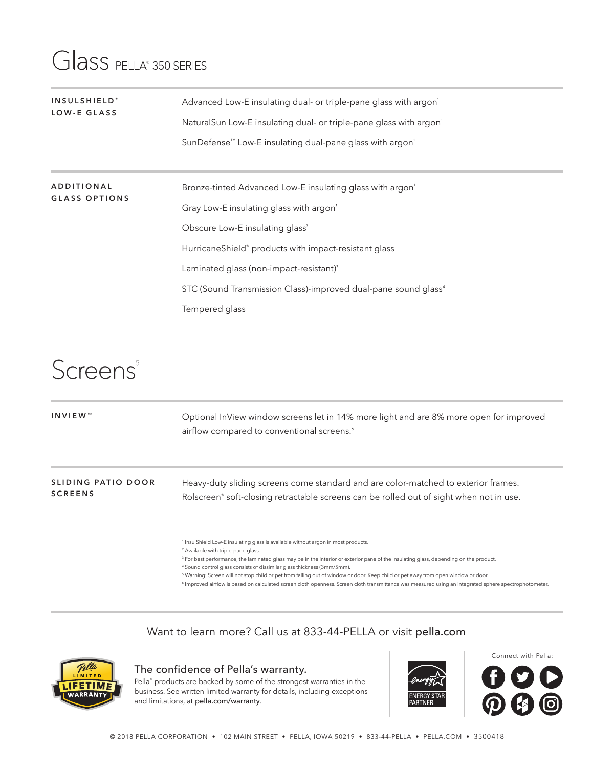# Glass PELLA® 350 SERIES

| | |
|---|---|
| **INSULSHIELD® LOW-E GLASS** | Advanced Low-E insulating dual- or triple-pane glass with argon[1]<br>NaturalSun Low-E insulating dual- or triple-pane glass with argon[1]<br>SunDefense™ Low-E insulating dual-pane glass with argon[1] |
| **ADDITIONAL GLASS OPTIONS** | Bronze-tinted Advanced Low-E insulating glass with argon[1]<br>Gray Low-E insulating glass with argon[1]<br>Obscure Low-E insulating glass[2]<br>HurricaneShield® products with impact-resistant glass<br>Laminated glass (non-impact-resistant)[3]<br>STC (Sound Transmission Class)-improved dual-pane sound glass[4]<br>Tempered glass |

# Screens[5]

| | |
|---|---|
| **INVIEW™** | Optional InView window screens let in 14% more light and are 8% more open for improved airflow compared to conventional screens.[6] |
| **SLIDING PATIO DOOR SCREENS** | Heavy-duty sliding screens come standard and are color-matched to exterior frames. Rolscreen® soft-closing retractable screens can be rolled out of sight when not in use. |

[1] InsulShield Low-E insulating glass is available without argon in most products.
[2] Available with triple-pane glass.
[3] For best performance, the laminated glass may be in the interior or exterior pane of the insulating glass, depending on the product.
[4] Sound control glass consists of dissimilar glass thickness (3mm/5mm).
[5] Warning: Screen will not stop child or pet from falling out of window or door. Keep child or pet away from open window or door.
[6] Improved airflow is based on calculated screen cloth openness. Screen cloth transmittance was measured using an integrated sphere spectrophotometer.

Want to learn more? Call us at 833-44-PELLA or visit pella.com

Pella LIMITED LIFETIME WARRANTY

## The confidence of Pella's warranty.

Pella® products are backed by some of the strongest warranties in the business. See written limited warranty for details, including exceptions and limitations, at pella.com/warranty.

ENERGY STAR PARTNER

Connect with Pella:

© 2018 PELLA CORPORATION • 102 MAIN STREET • PELLA, IOWA 50219 • 833-44-PELLA • PELLA.COM • 3500418